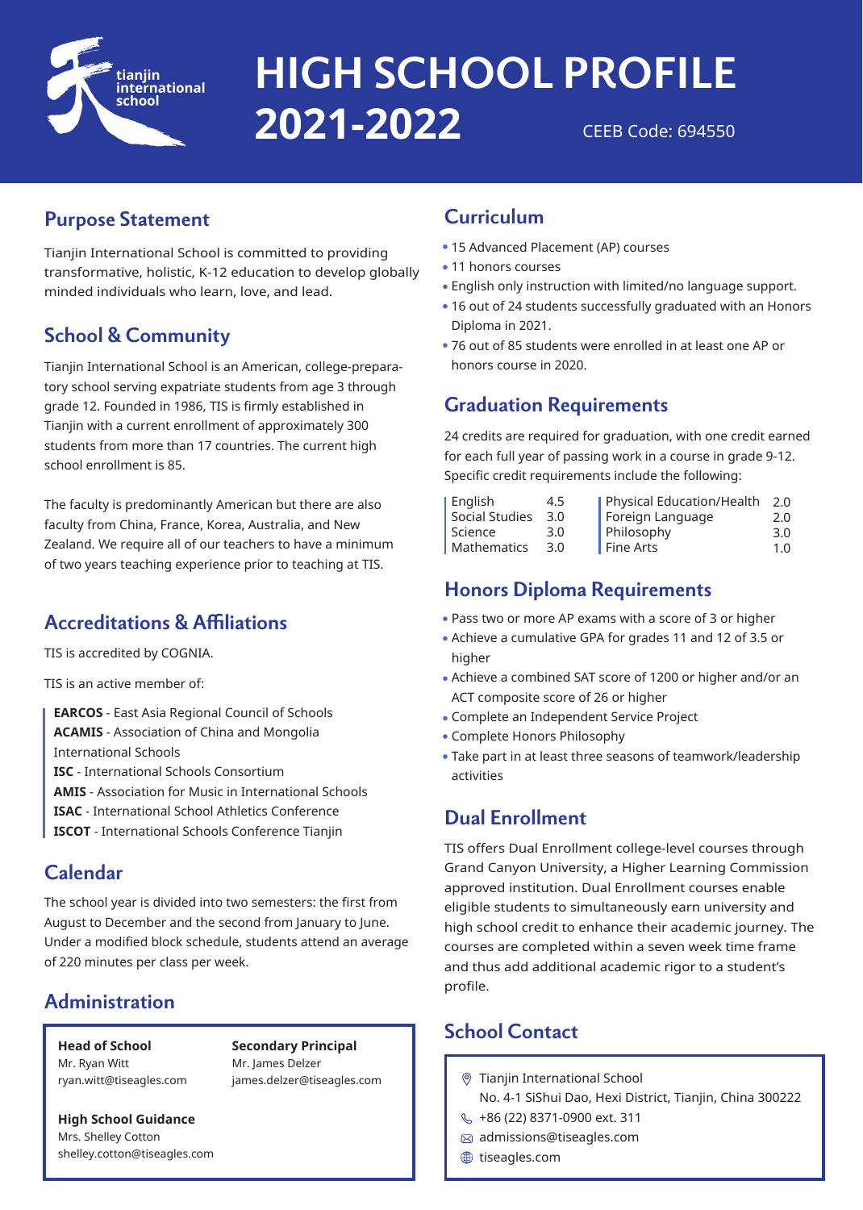tianjin international school

# HIGH SCHOOL PROFILE 2021-2022

CEEB Code: 694550

## Purpose Statement

Tianjin International School is committed to providing transformative, holistic, K-12 education to develop globally minded individuals who learn, love, and lead.

## School & Community

Tianjin International School is an American, college-preparatory school serving expatriate students from age 3 through grade 12. Founded in 1986, TIS is firmly established in Tianjin with a current enrollment of approximately 300 students from more than 17 countries. The current high school enrollment is 85.

The faculty is predominantly American but there are also faculty from China, France, Korea, Australia, and New Zealand. We require all of our teachers to have a minimum of two years teaching experience prior to teaching at TIS.

## Accreditations & Affiliations

TIS is accredited by COGNIA.

TIS is an active member of:

**EARCOS** - East Asia Regional Council of Schools
**ACAMIS** - Association of China and Mongolia International Schools
**ISC** - International Schools Consortium
**AMIS** - Association for Music in International Schools
**ISAC** - International School Athletics Conference
**ISCOT** - International Schools Conference Tianjin

## Calendar

The school year is divided into two semesters: the first from August to December and the second from January to June. Under a modified block schedule, students attend an average of 220 minutes per class per week.

## Administration

**Head of School**
Mr. Ryan Witt
ryan.witt@tiseagles.com

**Secondary Principal**
Mr. James Delzer
james.delzer@tiseagles.com

**High School Guidance**
Mrs. Shelley Cotton
shelley.cotton@tiseagles.com

## Curriculum

- 15 Advanced Placement (AP) courses
- 11 honors courses
- English only instruction with limited/no language support.
- 16 out of 24 students successfully graduated with an Honors Diploma in 2021.
- 76 out of 85 students were enrolled in at least one AP or honors course in 2020.

## Graduation Requirements

24 credits are required for graduation, with one credit earned for each full year of passing work in a course in grade 9-12. Specific credit requirements include the following:

| Subject | Credits | Subject | Credits |
|---|---|---|---|
| English | 4.5 | Physical Education/Health | 2.0 |
| Social Studies | 3.0 | Foreign Language | 2.0 |
| Science | 3.0 | Philosophy | 3.0 |
| Mathematics | 3.0 | Fine Arts | 1.0 |

## Honors Diploma Requirements

- Pass two or more AP exams with a score of 3 or higher
- Achieve a cumulative GPA for grades 11 and 12 of 3.5 or higher
- Achieve a combined SAT score of 1200 or higher and/or an ACT composite score of 26 or higher
- Complete an Independent Service Project
- Complete Honors Philosophy
- Take part in at least three seasons of teamwork/leadership activities

## Dual Enrollment

TIS offers Dual Enrollment college-level courses through Grand Canyon University, a Higher Learning Commission approved institution. Dual Enrollment courses enable eligible students to simultaneously earn university and high school credit to enhance their academic journey. The courses are completed within a seven week time frame and thus add additional academic rigor to a student's profile.

## School Contact

Tianjin International School
No. 4-1 SiShui Dao, Hexi District, Tianjin, China 300222
+86 (22) 8371-0900 ext. 311
admissions@tiseagles.com
tiseagles.com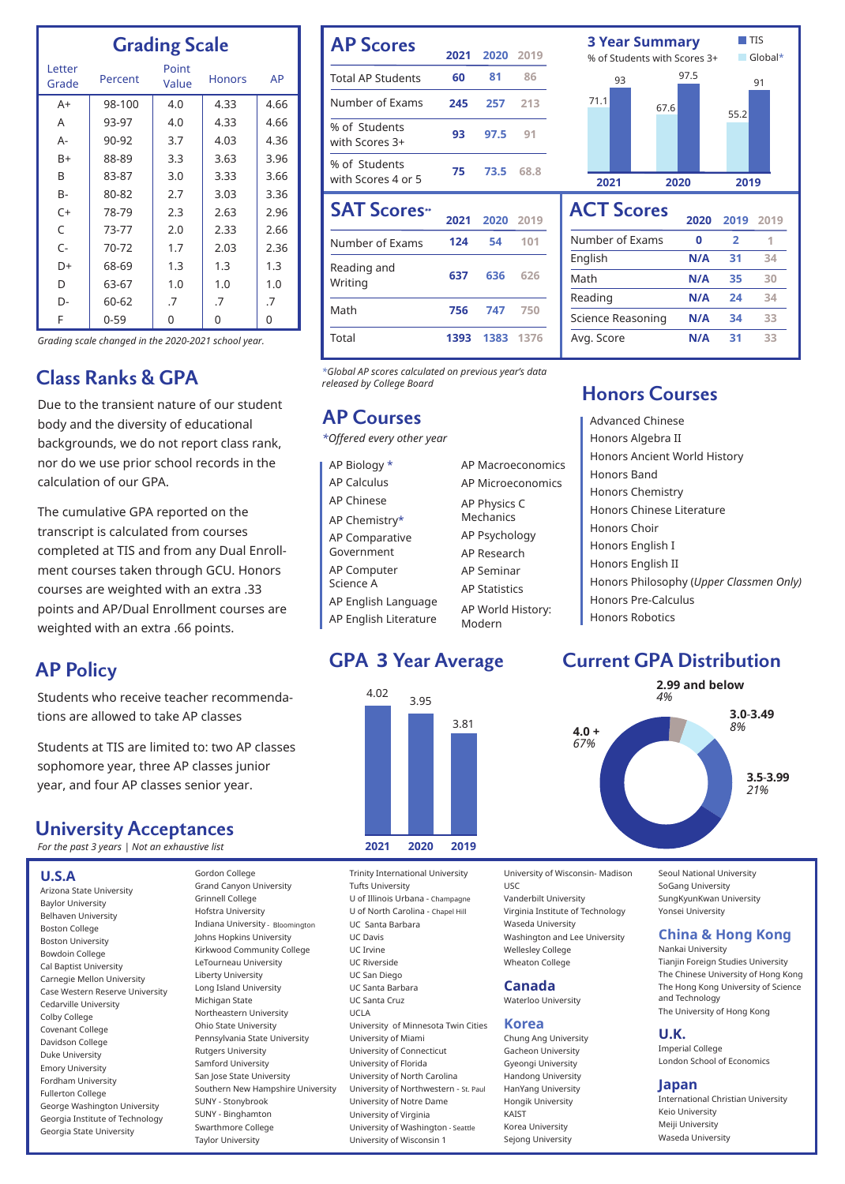## Grading Scale

| Letter Grade | Percent | Point Value | Honors | AP |
|---|---|---|---|---|
| A+ | 98-100 | 4.0 | 4.33 | 4.66 |
| A | 93-97 | 4.0 | 4.33 | 4.66 |
| A- | 90-92 | 3.7 | 4.03 | 4.36 |
| B+ | 88-89 | 3.3 | 3.63 | 3.96 |
| B | 83-87 | 3.0 | 3.33 | 3.66 |
| B- | 80-82 | 2.7 | 3.03 | 3.36 |
| C+ | 78-79 | 2.3 | 2.63 | 2.96 |
| C | 73-77 | 2.0 | 2.33 | 2.66 |
| C- | 70-72 | 1.7 | 2.03 | 2.36 |
| D+ | 68-69 | 1.3 | 1.3 | 1.3 |
| D | 63-67 | 1.0 | 1.0 | 1.0 |
| D- | 60-62 | .7 | .7 | .7 |
| F | 0-59 | 0 | 0 | 0 |

*Grading scale changed in the 2020-2021 school year.*

## AP Scores

| | 2021 | 2020 | 2019 |
|---|---|---|---|
| Total AP Students | 60 | 81 | 86 |
| Number of Exams | 245 | 257 | 213 |
| % of Students with Scores 3+ | 93 | 97.5 | 91 |
| % of Students with Scores 4 or 5 | 75 | 73.5 | 68.8 |

### 3 Year Summary

% of Students with Scores 3+

TIS
Global*

71.1
93
2021
67.6
97.5
2020
55.2
91
2019

*Global AP scores calculated on previous year's data released by College Board*

## SAT Scores**

| | 2021 | 2020 | 2019 |
|---|---|---|---|
| Number of Exams | 124 | 54 | 101 |
| Reading and Writing | 637 | 636 | 626 |
| Math | 756 | 747 | 750 |
| Total | 1393 | 1383 | 1376 |

## ACT Scores

| | 2020 | 2019 | 2019 |
|---|---|---|---|
| Number of Exams | 0 | 2 | 1 |
| English | N/A | 31 | 34 |
| Math | N/A | 35 | 30 |
| Reading | N/A | 24 | 34 |
| Science Reasoning | N/A | 34 | 33 |
| Avg. Score | N/A | 31 | 33 |

## Class Ranks & GPA

Due to the transient nature of our student body and the diversity of educational backgrounds, we do not report class rank, nor do we use prior school records in the calculation of our GPA.

The cumulative GPA reported on the transcript is calculated from courses completed at TIS and from any Dual Enrollment courses taken through GCU. Honors courses are weighted with an extra .33 points and AP/Dual Enrollment courses are weighted with an extra .66 points.

## AP Courses

*Offered every other year

- AP Biology *
- AP Calculus
- AP Chinese
- AP Chemistry*
- AP Comparative Government
- AP Computer Science A
- AP English Language
- AP English Literature
- AP Macroeconomics
- AP Microeconomics
- AP Physics C Mechanics
- AP Psychology
- AP Research
- AP Seminar
- AP Statistics
- AP World History: Modern

## Honors Courses

- Advanced Chinese
- Honors Algebra II
- Honors Ancient World History
- Honors Band
- Honors Chemistry
- Honors Chinese Literature
- Honors Choir
- Honors English I
- Honors English II
- Honors Philosophy (*Upper Classmen Only*)
- Honors Pre-Calculus
- Honors Robotics

## AP Policy

Students who receive teacher recommendations are allowed to take AP classes

Students at TIS are limited to: two AP classes sophomore year, three AP classes junior year, and four AP classes senior year.

## GPA 3 Year Average

4.02
2021
3.95
2020
3.81
2019

## Current GPA Distribution

2.99 and below
*4%*
3.0-3.49
*8%*
3.5-3.99
*21%*
4.0 +
*67%*

## University Acceptances

*For the past 3 years | Not an exhaustive list*

### U.S.A

Arizona State University
Baylor University
Belhaven University
Boston College
Boston University
Bowdoin College
Cal Baptist University
Carnegie Mellon University
Case Western Reserve University
Cedarville University
Colby College
Covenant College
Davidson College
Duke University
Emory University
Fordham University
Fullerton College
George Washington University
Georgia Institute of Technology
Georgia State University
Gordon College
Grand Canyon University
Grinnell College
Hofstra University
Indiana University - Bloomington
Johns Hopkins University
Kirkwood Community College
LeTourneau University
Liberty University
Long Island University
Michigan State
Northeastern University
Ohio State University
Pennsylvania State University
Rutgers University
Samford University
San Jose State University
Southern New Hampshire University
SUNY - Stonybrook
SUNY - Binghamton
Swarthmore College
Taylor University
Trinity International University
Tufts University
U of Illinois Urbana - Champagne
U of North Carolina - Chapel Hill
UC Santa Barbara
UC Davis
UC Irvine
UC Riverside
UC San Diego
UC Santa Barbara
UC Santa Cruz
UCLA
University of Minnesota Twin Cities
University of Miami
University of Connecticut
University of Florida
University of North Carolina
University of Northwestern - St. Paul
University of Notre Dame
University of Virginia
University of Washington - Seattle
University of Wisconsin 1
University of Wisconsin- Madison
USC
Vanderbilt University
Virginia Institute of Technology
Waseda University
Washington and Lee University
Wellesley College
Wheaton College

### Canada

Waterloo University

### Korea

Chung Ang University
Gacheon University
Gyeongi University
Handong University
HanYang University
Hongik University
KAIST
Korea University
Sejong University
Seoul National University
SoGang University
SungKyunKwan University
Yonsei University

### China & Hong Kong

Nankai University
Tianjin Foreign Studies University
The Chinese University of Hong Kong
The Hong Kong University of Science and Technology
The University of Hong Kong

### U.K.

Imperial College
London School of Economics

### Japan

International Christian University
Keio University
Meiji University
Waseda University